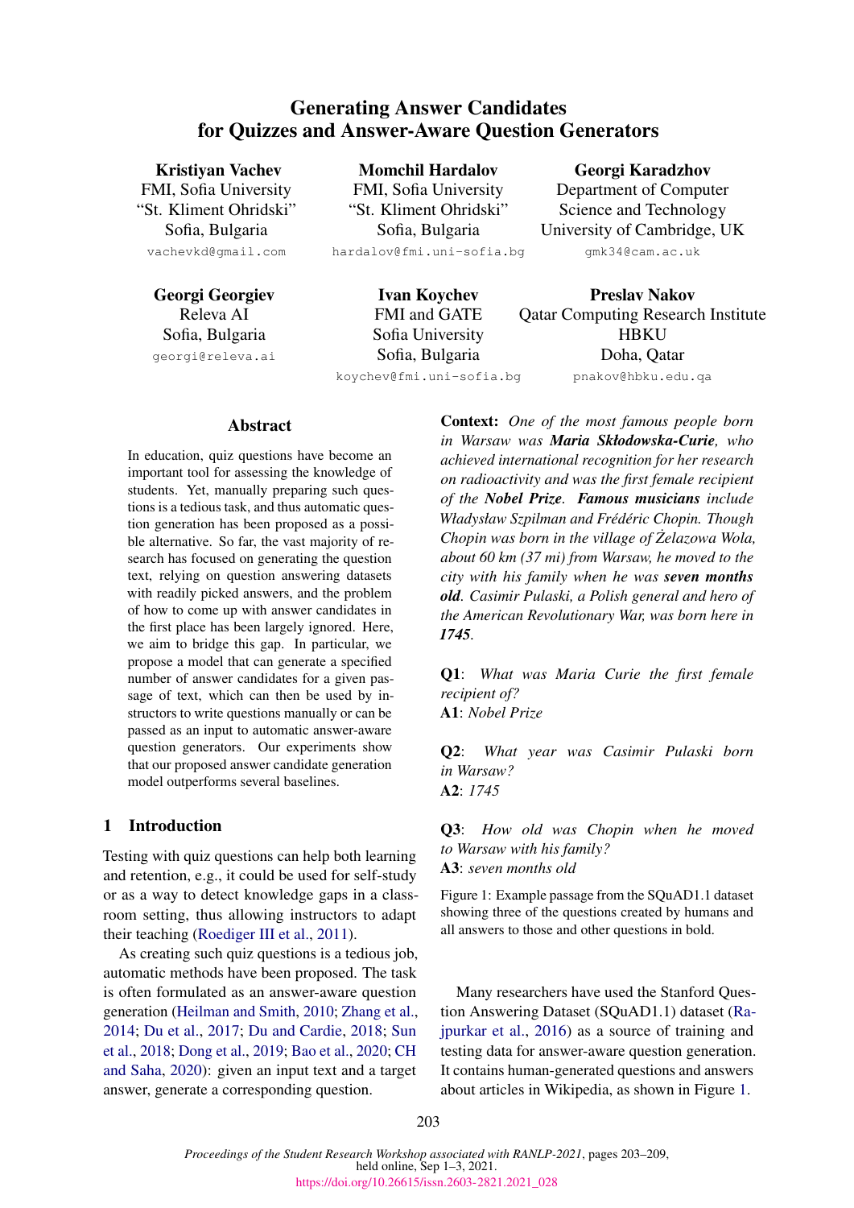# Generating Answer Candidates for Quizzes and Answer-Aware Question Generators

**Kristiyan Vachev**
FMI, Sofia University
"St. Kliment Ohridski"
Sofia, Bulgaria
vachevkd@gmail.com

**Momchil Hardalov**
FMI, Sofia University
"St. Kliment Ohridski"
Sofia, Bulgaria
hardalov@fmi.uni-sofia.bg

**Georgi Karadzhov**
Department of Computer Science and Technology
University of Cambridge, UK
gmk34@cam.ac.uk

**Georgi Georgiev**
Releva AI
Sofia, Bulgaria
georgi@releva.ai

**Ivan Koychev**
FMI and GATE
Sofia University
Sofia, Bulgaria
koychev@fmi.uni-sofia.bg

**Preslav Nakov**
Qatar Computing Research Institute
HBKU
Doha, Qatar
pnakov@hbku.edu.qa

## Abstract

In education, quiz questions have become an important tool for assessing the knowledge of students. Yet, manually preparing such questions is a tedious task, and thus automatic question generation has been proposed as a possible alternative. So far, the vast majority of research has focused on generating the question text, relying on question answering datasets with readily picked answers, and the problem of how to come up with answer candidates in the first place has been largely ignored. Here, we aim to bridge this gap. In particular, we propose a model that can generate a specified number of answer candidates for a given passage of text, which can then be used by instructors to write questions manually or can be passed as an input to automatic answer-aware question generators. Our experiments show that our proposed answer candidate generation model outperforms several baselines.

## 1 Introduction

Testing with quiz questions can help both learning and retention, e.g., it could be used for self-study or as a way to detect knowledge gaps in a classroom setting, thus allowing instructors to adapt their teaching (Roediger III et al., 2011).

As creating such quiz questions is a tedious job, automatic methods have been proposed. The task is often formulated as an answer-aware question generation (Heilman and Smith, 2010; Zhang et al., 2014; Du et al., 2017; Du and Cardie, 2018; Sun et al., 2018; Dong et al., 2019; Bao et al., 2020; CH and Saha, 2020): given an input text and a target answer, generate a corresponding question.

**Context:** *One of the most famous people born in Warsaw was* ***Maria Skłodowska-Curie****, who achieved international recognition for her research on radioactivity and was the first female recipient of the* ***Nobel Prize****.* ***Famous musicians*** *include Władysław Szpilman and Frédéric Chopin. Though Chopin was born in the village of Żelazowa Wola, about 60 km (37 mi) from Warsaw, he moved to the city with his family when he was* ***seven months old****. Casimir Pulaski, a Polish general and hero of the American Revolutionary War, was born here in* ***1745****.*

**Q1**: *What was Maria Curie the first female recipient of?*
**A1**: *Nobel Prize*

**Q2**: *What year was Casimir Pulaski born in Warsaw?*
**A2**: *1745*

**Q3**: *How old was Chopin when he moved to Warsaw with his family?*
**A3**: *seven months old*

Figure 1: Example passage from the SQuAD1.1 dataset showing three of the questions created by humans and all answers to those and other questions in bold.

Many researchers have used the Stanford Question Answering Dataset (SQuAD1.1) dataset (Rajpurkar et al., 2016) as a source of training and testing data for answer-aware question generation. It contains human-generated questions and answers about articles in Wikipedia, as shown in Figure 1.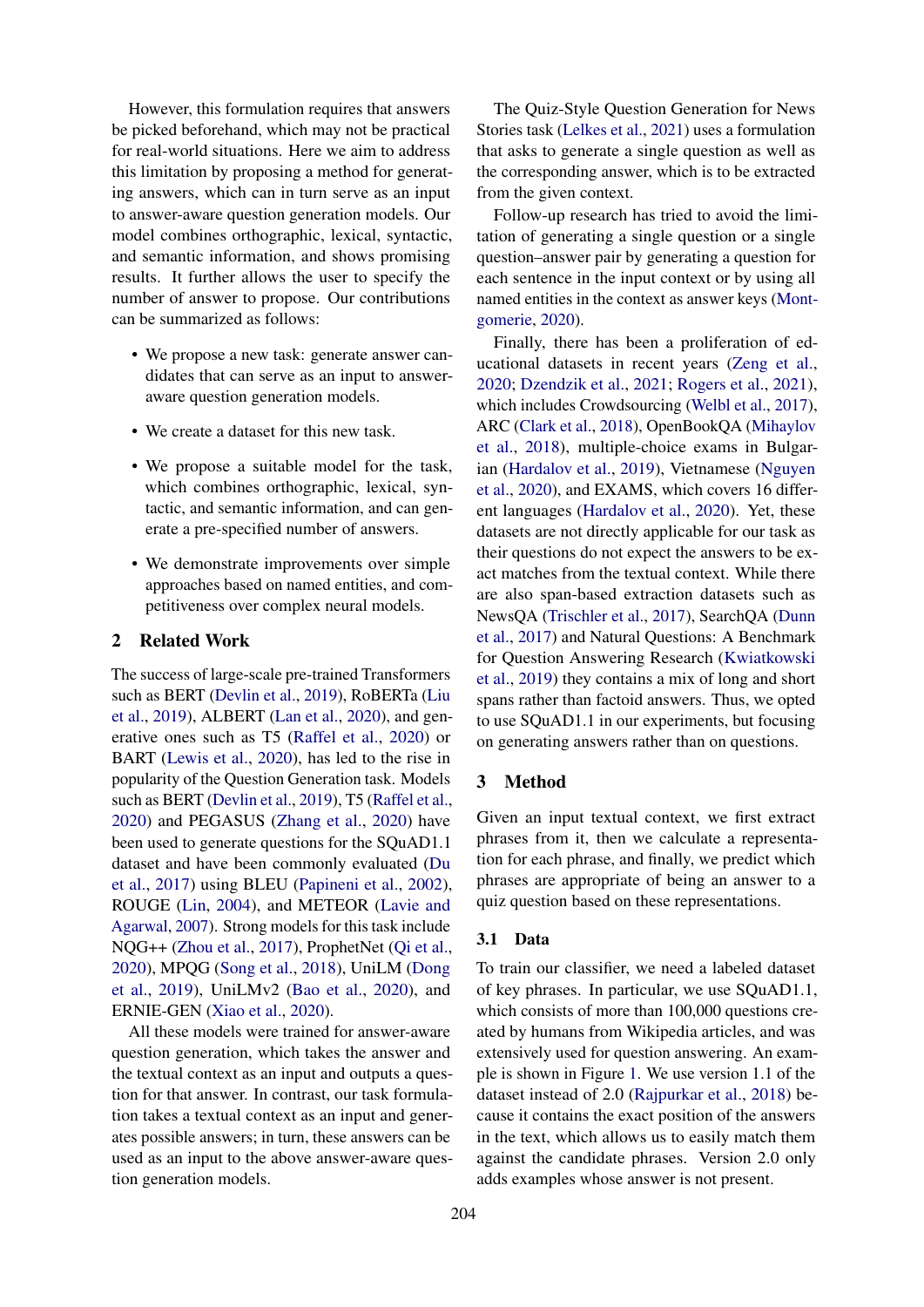However, this formulation requires that answers be picked beforehand, which may not be practical for real-world situations. Here we aim to address this limitation by proposing a method for generating answers, which can in turn serve as an input to answer-aware question generation models. Our model combines orthographic, lexical, syntactic, and semantic information, and shows promising results. It further allows the user to specify the number of answer to propose. Our contributions can be summarized as follows:

- We propose a new task: generate answer candidates that can serve as an input to answer-aware question generation models.
- We create a dataset for this new task.
- We propose a suitable model for the task, which combines orthographic, lexical, syntactic, and semantic information, and can generate a pre-specified number of answers.
- We demonstrate improvements over simple approaches based on named entities, and competitiveness over complex neural models.

## 2 Related Work

The success of large-scale pre-trained Transformers such as BERT (Devlin et al., 2019), RoBERTa (Liu et al., 2019), ALBERT (Lan et al., 2020), and generative ones such as T5 (Raffel et al., 2020) or BART (Lewis et al., 2020), has led to the rise in popularity of the Question Generation task. Models such as BERT (Devlin et al., 2019), T5 (Raffel et al., 2020) and PEGASUS (Zhang et al., 2020) have been used to generate questions for the SQuAD1.1 dataset and have been commonly evaluated (Du et al., 2017) using BLEU (Papineni et al., 2002), ROUGE (Lin, 2004), and METEOR (Lavie and Agarwal, 2007). Strong models for this task include NQG++ (Zhou et al., 2017), ProphetNet (Qi et al., 2020), MPQG (Song et al., 2018), UniLM (Dong et al., 2019), UniLMv2 (Bao et al., 2020), and ERNIE-GEN (Xiao et al., 2020).

All these models were trained for answer-aware question generation, which takes the answer and the textual context as an input and outputs a question for that answer. In contrast, our task formulation takes a textual context as an input and generates possible answers; in turn, these answers can be used as an input to the above answer-aware question generation models.

The Quiz-Style Question Generation for News Stories task (Lelkes et al., 2021) uses a formulation that asks to generate a single question as well as the corresponding answer, which is to be extracted from the given context.

Follow-up research has tried to avoid the limitation of generating a single question or a single question–answer pair by generating a question for each sentence in the input context or by using all named entities in the context as answer keys (Montgomerie, 2020).

Finally, there has been a proliferation of educational datasets in recent years (Zeng et al., 2020; Dzendzik et al., 2021; Rogers et al., 2021), which includes Crowdsourcing (Welbl et al., 2017), ARC (Clark et al., 2018), OpenBookQA (Mihaylov et al., 2018), multiple-choice exams in Bulgarian (Hardalov et al., 2019), Vietnamese (Nguyen et al., 2020), and EXAMS, which covers 16 different languages (Hardalov et al., 2020). Yet, these datasets are not directly applicable for our task as their questions do not expect the answers to be exact matches from the textual context. While there are also span-based extraction datasets such as NewsQA (Trischler et al., 2017), SearchQA (Dunn et al., 2017) and Natural Questions: A Benchmark for Question Answering Research (Kwiatkowski et al., 2019) they contains a mix of long and short spans rather than factoid answers. Thus, we opted to use SQuAD1.1 in our experiments, but focusing on generating answers rather than on questions.

## 3 Method

Given an input textual context, we first extract phrases from it, then we calculate a representation for each phrase, and finally, we predict which phrases are appropriate of being an answer to a quiz question based on these representations.

### 3.1 Data

To train our classifier, we need a labeled dataset of key phrases. In particular, we use SQuAD1.1, which consists of more than 100,000 questions created by humans from Wikipedia articles, and was extensively used for question answering. An example is shown in Figure 1. We use version 1.1 of the dataset instead of 2.0 (Rajpurkar et al., 2018) because it contains the exact position of the answers in the text, which allows us to easily match them against the candidate phrases. Version 2.0 only adds examples whose answer is not present.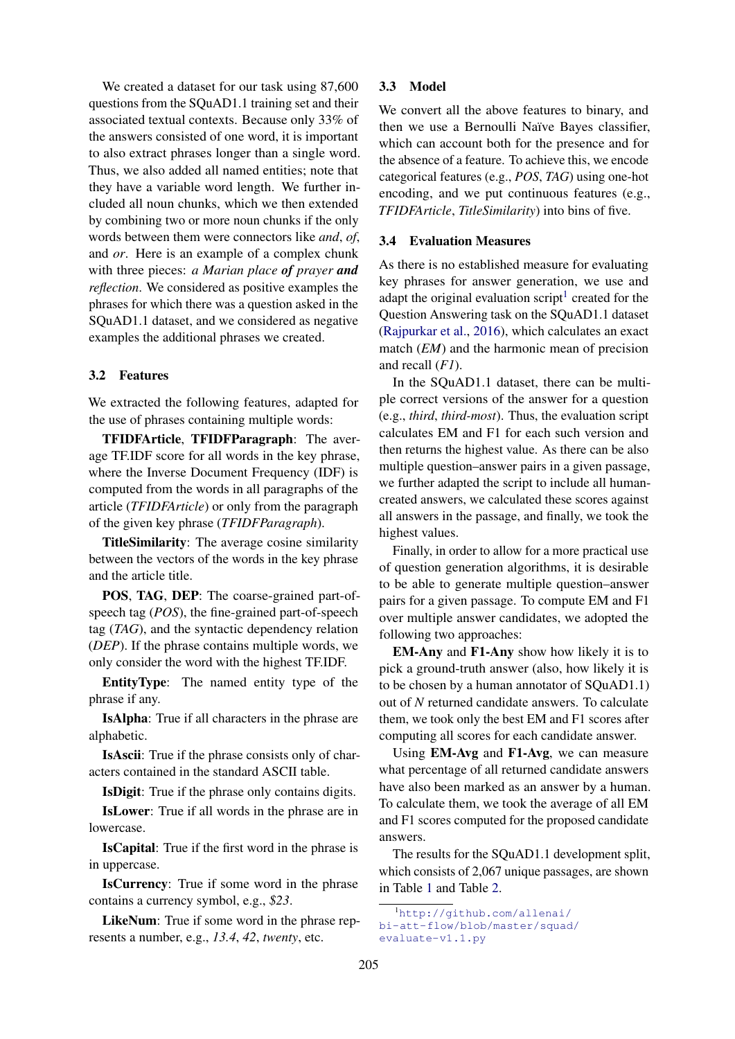We created a dataset for our task using 87,600 questions from the SQuAD1.1 training set and their associated textual contexts. Because only 33% of the answers consisted of one word, it is important to also extract phrases longer than a single word. Thus, we also added all named entities; note that they have a variable word length. We further included all noun chunks, which we then extended by combining two or more noun chunks if the only words between them were connectors like *and*, *of*, and *or*. Here is an example of a complex chunk with three pieces: *a Marian place* ***of*** *prayer* ***and*** *reflection*. We considered as positive examples the phrases for which there was a question asked in the SQuAD1.1 dataset, and we considered as negative examples the additional phrases we created.

### 3.2 Features

We extracted the following features, adapted for the use of phrases containing multiple words:

**TFIDFArticle**, **TFIDFParagraph**: The average TF.IDF score for all words in the key phrase, where the Inverse Document Frequency (IDF) is computed from the words in all paragraphs of the article (*TFIDFArticle*) or only from the paragraph of the given key phrase (*TFIDFParagraph*).

**TitleSimilarity**: The average cosine similarity between the vectors of the words in the key phrase and the article title.

**POS**, **TAG**, **DEP**: The coarse-grained part-of-speech tag (*POS*), the fine-grained part-of-speech tag (*TAG*), and the syntactic dependency relation (*DEP*). If the phrase contains multiple words, we only consider the word with the highest TF.IDF.

**EntityType**: The named entity type of the phrase if any.

**IsAlpha**: True if all characters in the phrase are alphabetic.

**IsAscii**: True if the phrase consists only of characters contained in the standard ASCII table.

**IsDigit**: True if the phrase only contains digits.

**IsLower**: True if all words in the phrase are in lowercase.

**IsCapital**: True if the first word in the phrase is in uppercase.

**IsCurrency**: True if some word in the phrase contains a currency symbol, e.g., *$23*.

**LikeNum**: True if some word in the phrase represents a number, e.g., *13.4*, *42*, *twenty*, etc.

### 3.3 Model

We convert all the above features to binary, and then we use a Bernoulli Naïve Bayes classifier, which can account both for the presence and for the absence of a feature. To achieve this, we encode categorical features (e.g., *POS*, *TAG*) using one-hot encoding, and we put continuous features (e.g., *TFIDFArticle*, *TitleSimilarity*) into bins of five.

### 3.4 Evaluation Measures

As there is no established measure for evaluating key phrases for answer generation, we use and adapt the original evaluation script[1] created for the Question Answering task on the SQuAD1.1 dataset (Rajpurkar et al., 2016), which calculates an exact match (*EM*) and the harmonic mean of precision and recall (*F1*).

In the SQuAD1.1 dataset, there can be multiple correct versions of the answer for a question (e.g., *third*, *third-most*). Thus, the evaluation script calculates EM and F1 for each such version and then returns the highest value. As there can be also multiple question–answer pairs in a given passage, we further adapted the script to include all human-created answers, we calculated these scores against all answers in the passage, and finally, we took the highest values.

Finally, in order to allow for a more practical use of question generation algorithms, it is desirable to be able to generate multiple question–answer pairs for a given passage. To compute EM and F1 over multiple answer candidates, we adopted the following two approaches:

**EM-Any** and **F1-Any** show how likely it is to pick a ground-truth answer (also, how likely it is to be chosen by a human annotator of SQuAD1.1) out of *N* returned candidate answers. To calculate them, we took only the best EM and F1 scores after computing all scores for each candidate answer.

Using **EM-Avg** and **F1-Avg**, we can measure what percentage of all returned candidate answers have also been marked as an answer by a human. To calculate them, we took the average of all EM and F1 scores computed for the proposed candidate answers.

The results for the SQuAD1.1 development split, which consists of 2,067 unique passages, are shown in Table 1 and Table 2.

[1] http://github.com/allenai/bi-att-flow/blob/master/squad/evaluate-v1.1.py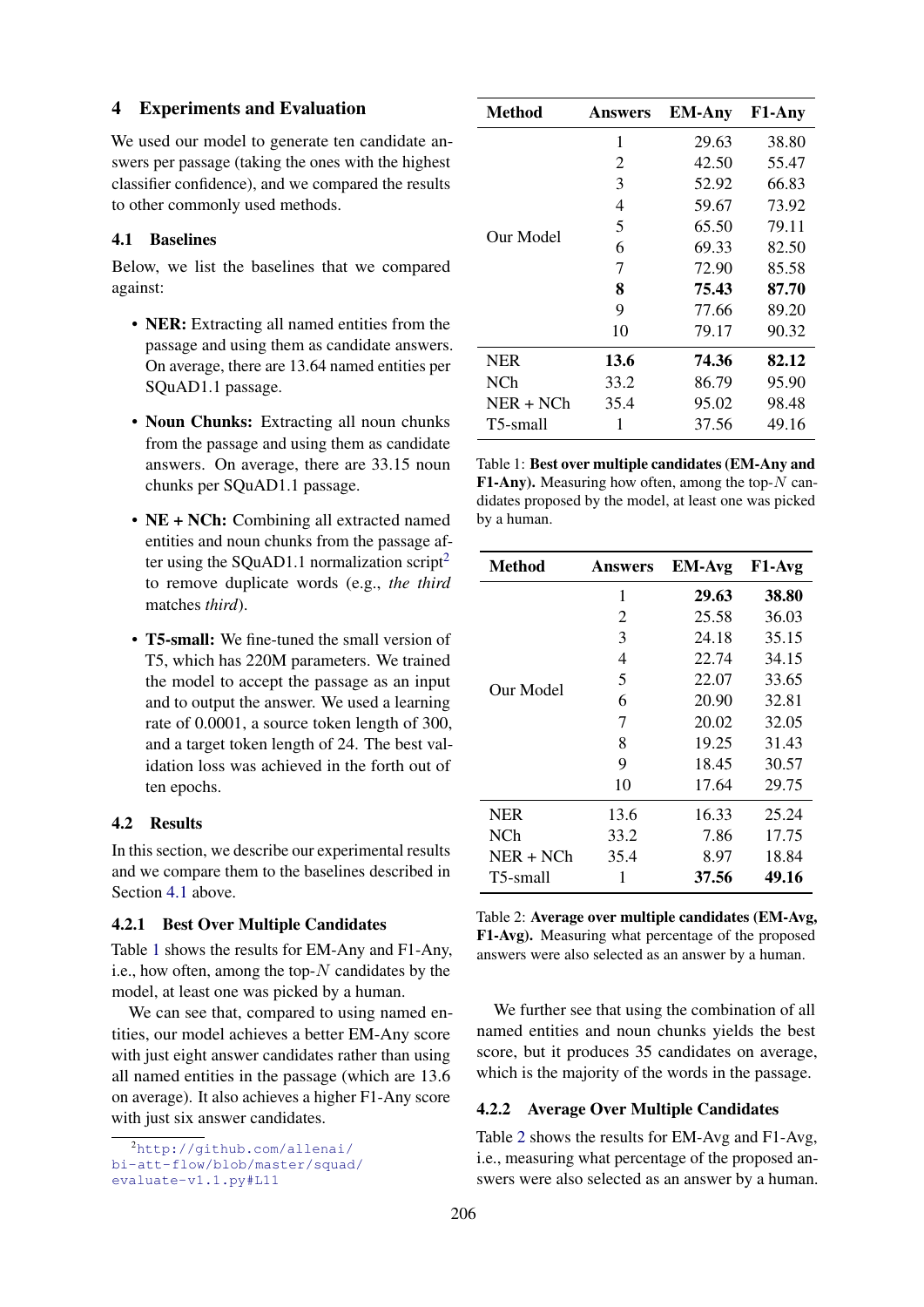## 4 Experiments and Evaluation

We used our model to generate ten candidate answers per passage (taking the ones with the highest classifier confidence), and we compared the results to other commonly used methods.

### 4.1 Baselines

Below, we list the baselines that we compared against:

- **NER:** Extracting all named entities from the passage and using them as candidate answers. On average, there are 13.64 named entities per SQuAD1.1 passage.
- **Noun Chunks:** Extracting all noun chunks from the passage and using them as candidate answers. On average, there are 33.15 noun chunks per SQuAD1.1 passage.
- **NE + NCh:** Combining all extracted named entities and noun chunks from the passage after using the SQuAD1.1 normalization script[2] to remove duplicate words (e.g., *the third* matches *third*).
- **T5-small:** We fine-tuned the small version of T5, which has 220M parameters. We trained the model to accept the passage as an input and to output the answer. We used a learning rate of 0.0001, a source token length of 300, and a target token length of 24. The best validation loss was achieved in the forth out of ten epochs.

### 4.2 Results

In this section, we describe our experimental results and we compare them to the baselines described in Section 4.1 above.

#### 4.2.1 Best Over Multiple Candidates

Table 1 shows the results for EM-Any and F1-Any, i.e., how often, among the top-$N$ candidates by the model, at least one was picked by a human.

We can see that, compared to using named entities, our model achieves a better EM-Any score with just eight answer candidates rather than using all named entities in the passage (which are 13.6 on average). It also achieves a higher F1-Any score with just six answer candidates.

| Method | Answers | EM-Any | F1-Any |
|---|---|---|---|
| Our Model | 1 | 29.63 | 38.80 |
| | 2 | 42.50 | 55.47 |
| | 3 | 52.92 | 66.83 |
| | 4 | 59.67 | 73.92 |
| | 5 | 65.50 | 79.11 |
| | 6 | 69.33 | 82.50 |
| | 7 | 72.90 | 85.58 |
| | **8** | **75.43** | **87.70** |
| | 9 | 77.66 | 89.20 |
| | 10 | 79.17 | 90.32 |
| NER | **13.6** | **74.36** | **82.12** |
| NCh | 33.2 | 86.79 | 95.90 |
| NER + NCh | 35.4 | 95.02 | 98.48 |
| T5-small | 1 | 37.56 | 49.16 |

Table 1: **Best over multiple candidates (EM-Any and F1-Any).** Measuring how often, among the top-$N$ candidates proposed by the model, at least one was picked by a human.

| Method | Answers | EM-Avg | F1-Avg |
|---|---|---|---|
| Our Model | 1 | **29.63** | **38.80** |
| | 2 | 25.58 | 36.03 |
| | 3 | 24.18 | 35.15 |
| | 4 | 22.74 | 34.15 |
| | 5 | 22.07 | 33.65 |
| | 6 | 20.90 | 32.81 |
| | 7 | 20.02 | 32.05 |
| | 8 | 19.25 | 31.43 |
| | 9 | 18.45 | 30.57 |
| | 10 | 17.64 | 29.75 |
| NER | 13.6 | 16.33 | 25.24 |
| NCh | 33.2 | 7.86 | 17.75 |
| NER + NCh | 35.4 | 8.97 | 18.84 |
| T5-small | 1 | **37.56** | **49.16** |

Table 2: **Average over multiple candidates (EM-Avg, F1-Avg).** Measuring what percentage of the proposed answers were also selected as an answer by a human.

We further see that using the combination of all named entities and noun chunks yields the best score, but it produces 35 candidates on average, which is the majority of the words in the passage.

#### 4.2.2 Average Over Multiple Candidates

Table 2 shows the results for EM-Avg and F1-Avg, i.e., measuring what percentage of the proposed answers were also selected as an answer by a human.

[2] http://github.com/allenai/bi-att-flow/blob/master/squad/evaluate-v1.1.py#L11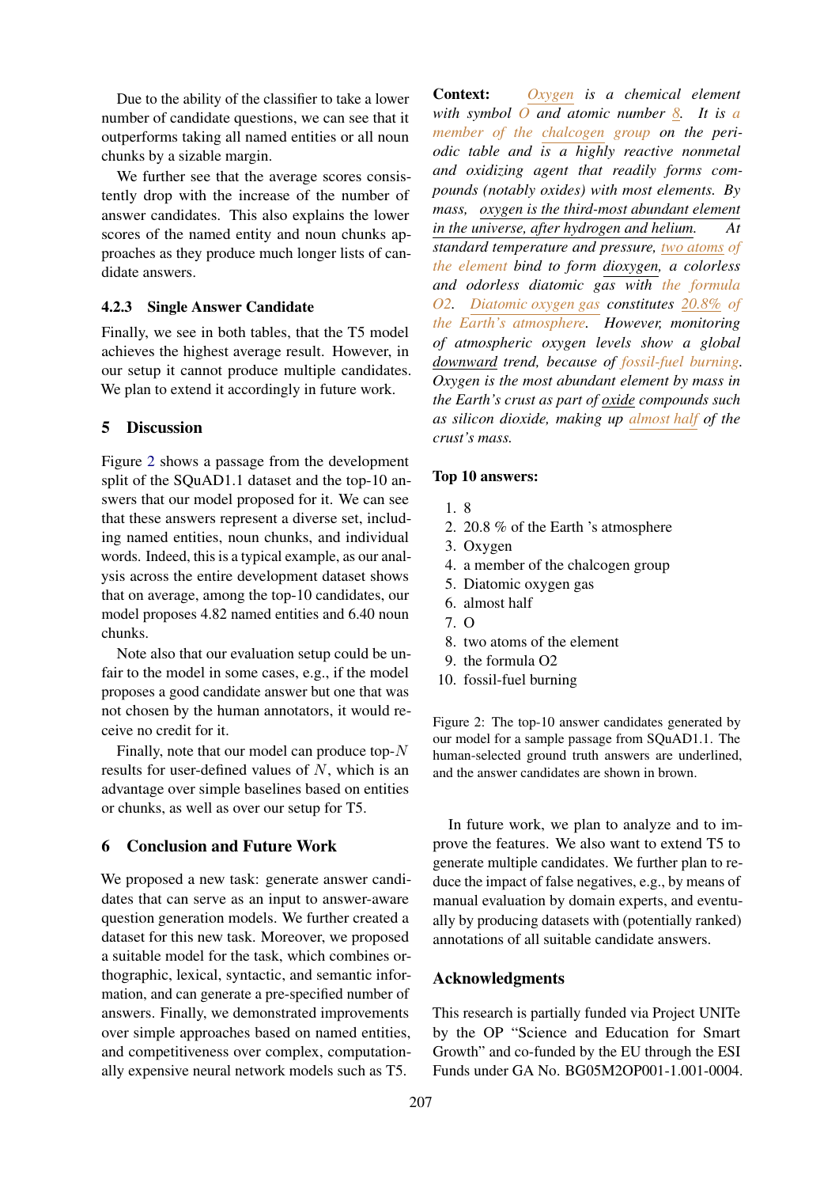Due to the ability of the classifier to take a lower number of candidate questions, we can see that it outperforms taking all named entities or all noun chunks by a sizable margin.

We further see that the average scores consistently drop with the increase of the number of answer candidates. This also explains the lower scores of the named entity and noun chunks approaches as they produce much longer lists of candidate answers.

### 4.2.3 Single Answer Candidate

Finally, we see in both tables, that the T5 model achieves the highest average result. However, in our setup it cannot produce multiple candidates. We plan to extend it accordingly in future work.

## 5 Discussion

Figure 2 shows a passage from the development split of the SQuAD1.1 dataset and the top-10 answers that our model proposed for it. We can see that these answers represent a diverse set, including named entities, noun chunks, and individual words. Indeed, this is a typical example, as our analysis across the entire development dataset shows that on average, among the top-10 candidates, our model proposes 4.82 named entities and 6.40 noun chunks.

Note also that our evaluation setup could be unfair to the model in some cases, e.g., if the model proposes a good candidate answer but one that was not chosen by the human annotators, it would receive no credit for it.

Finally, note that our model can produce top-$N$ results for user-defined values of $N$, which is an advantage over simple baselines based on entities or chunks, as well as over our setup for T5.

## 6 Conclusion and Future Work

We proposed a new task: generate answer candidates that can serve as an input to answer-aware question generation models. We further created a dataset for this new task. Moreover, we proposed a suitable model for the task, which combines orthographic, lexical, syntactic, and semantic information, and can generate a pre-specified number of answers. Finally, we demonstrated improvements over simple approaches based on named entities, and competitiveness over complex, computationally expensive neural network models such as T5.

**Context:** *Oxygen is a chemical element with symbol O and atomic number 8. It is a member of the chalcogen group on the periodic table and is a highly reactive nonmetal and oxidizing agent that readily forms compounds (notably oxides) with most elements. By mass, oxygen is the third-most abundant element in the universe, after hydrogen and helium. At standard temperature and pressure, two atoms of the element bind to form dioxygen, a colorless and odorless diatomic gas with the formula O2. Diatomic oxygen gas constitutes 20.8% of the Earth's atmosphere. However, monitoring of atmospheric oxygen levels show a global downward trend, because of fossil-fuel burning. Oxygen is the most abundant element by mass in the Earth's crust as part of oxide compounds such as silicon dioxide, making up almost half of the crust's mass.*

**Top 10 answers:**

1. 8
2. 20.8 % of the Earth 's atmosphere
3. Oxygen
4. a member of the chalcogen group
5. Diatomic oxygen gas
6. almost half
7. O
8. two atoms of the element
9. the formula O2
10. fossil-fuel burning

Figure 2: The top-10 answer candidates generated by our model for a sample passage from SQuAD1.1. The human-selected ground truth answers are underlined, and the answer candidates are shown in brown.

In future work, we plan to analyze and to improve the features. We also want to extend T5 to generate multiple candidates. We further plan to reduce the impact of false negatives, e.g., by means of manual evaluation by domain experts, and eventually by producing datasets with (potentially ranked) annotations of all suitable candidate answers.

## Acknowledgments

This research is partially funded via Project UNITe by the OP "Science and Education for Smart Growth" and co-funded by the EU through the ESI Funds under GA No. BG05M2OP001-1.001-0004.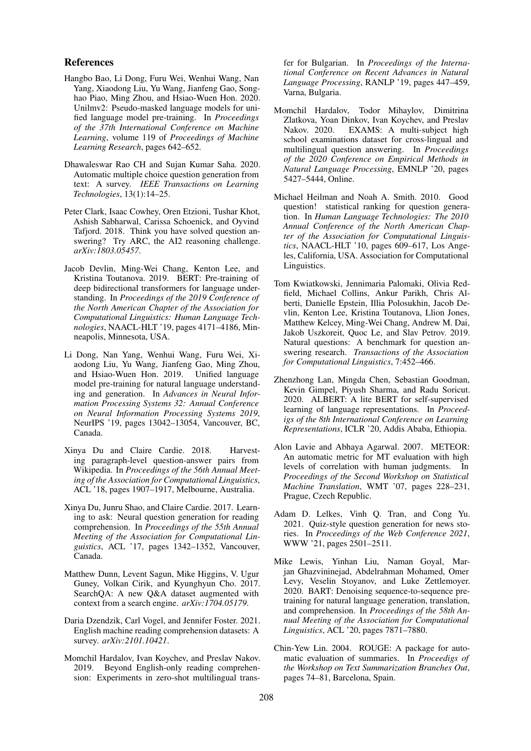## References

Hangbo Bao, Li Dong, Furu Wei, Wenhui Wang, Nan Yang, Xiaodong Liu, Yu Wang, Jianfeng Gao, Songhao Piao, Ming Zhou, and Hsiao-Wuen Hon. 2020. Unilmv2: Pseudo-masked language models for unified language model pre-training. In *Proceedings of the 37th International Conference on Machine Learning*, volume 119 of *Proceedings of Machine Learning Research*, pages 642–652.

Dhawaleswar Rao CH and Sujan Kumar Saha. 2020. Automatic multiple choice question generation from text: A survey. *IEEE Transactions on Learning Technologies*, 13(1):14–25.

Peter Clark, Isaac Cowhey, Oren Etzioni, Tushar Khot, Ashish Sabharwal, Carissa Schoenick, and Oyvind Tafjord. 2018. Think you have solved question answering? Try ARC, the AI2 reasoning challenge. *arXiv:1803.05457*.

Jacob Devlin, Ming-Wei Chang, Kenton Lee, and Kristina Toutanova. 2019. BERT: Pre-training of deep bidirectional transformers for language understanding. In *Proceedings of the 2019 Conference of the North American Chapter of the Association for Computational Linguistics: Human Language Technologies*, NAACL-HLT '19, pages 4171–4186, Minneapolis, Minnesota, USA.

Li Dong, Nan Yang, Wenhui Wang, Furu Wei, Xiaodong Liu, Yu Wang, Jianfeng Gao, Ming Zhou, and Hsiao-Wuen Hon. 2019. Unified language model pre-training for natural language understanding and generation. In *Advances in Neural Information Processing Systems 32: Annual Conference on Neural Information Processing Systems 2019*, NeurIPS '19, pages 13042–13054, Vancouver, BC, Canada.

Xinya Du and Claire Cardie. 2018. Harvesting paragraph-level question-answer pairs from Wikipedia. In *Proceedings of the 56th Annual Meeting of the Association for Computational Linguistics*, ACL '18, pages 1907–1917, Melbourne, Australia.

Xinya Du, Junru Shao, and Claire Cardie. 2017. Learning to ask: Neural question generation for reading comprehension. In *Proceedings of the 55th Annual Meeting of the Association for Computational Linguistics*, ACL '17, pages 1342–1352, Vancouver, Canada.

Matthew Dunn, Levent Sagun, Mike Higgins, V. Ugur Guney, Volkan Cirik, and Kyunghyun Cho. 2017. SearchQA: A new Q&A dataset augmented with context from a search engine. *arXiv:1704.05179*.

Daria Dzendzik, Carl Vogel, and Jennifer Foster. 2021. English machine reading comprehension datasets: A survey. *arXiv:2101.10421*.

Momchil Hardalov, Ivan Koychev, and Preslav Nakov. 2019. Beyond English-only reading comprehension: Experiments in zero-shot multilingual transfer for Bulgarian. In *Proceedings of the International Conference on Recent Advances in Natural Language Processing*, RANLP '19, pages 447–459, Varna, Bulgaria.

Momchil Hardalov, Todor Mihaylov, Dimitrina Zlatkova, Yoan Dinkov, Ivan Koychev, and Preslav Nakov. 2020. EXAMS: A multi-subject high school examinations dataset for cross-lingual and multilingual question answering. In *Proceedings of the 2020 Conference on Empirical Methods in Natural Language Processing*, EMNLP '20, pages 5427–5444, Online.

Michael Heilman and Noah A. Smith. 2010. Good question! statistical ranking for question generation. In *Human Language Technologies: The 2010 Annual Conference of the North American Chapter of the Association for Computational Linguistics*, NAACL-HLT '10, pages 609–617, Los Angeles, California, USA. Association for Computational Linguistics.

Tom Kwiatkowski, Jennimaria Palomaki, Olivia Redfield, Michael Collins, Ankur Parikh, Chris Alberti, Danielle Epstein, Illia Polosukhin, Jacob Devlin, Kenton Lee, Kristina Toutanova, Llion Jones, Matthew Kelcey, Ming-Wei Chang, Andrew M. Dai, Jakob Uszkoreit, Quoc Le, and Slav Petrov. 2019. Natural questions: A benchmark for question answering research. *Transactions of the Association for Computational Linguistics*, 7:452–466.

Zhenzhong Lan, Mingda Chen, Sebastian Goodman, Kevin Gimpel, Piyush Sharma, and Radu Soricut. 2020. ALBERT: A lite BERT for self-supervised learning of language representations. In *Proceedigs of the 8th International Conference on Learning Representations*, ICLR '20, Addis Ababa, Ethiopia.

Alon Lavie and Abhaya Agarwal. 2007. METEOR: An automatic metric for MT evaluation with high levels of correlation with human judgments. In *Proceedings of the Second Workshop on Statistical Machine Translation*, WMT '07, pages 228–231, Prague, Czech Republic.

Adam D. Lelkes, Vinh Q. Tran, and Cong Yu. 2021. Quiz-style question generation for news stories. In *Proceedings of the Web Conference 2021*, WWW '21, pages 2501–2511.

Mike Lewis, Yinhan Liu, Naman Goyal, Marjan Ghazvininejad, Abdelrahman Mohamed, Omer Levy, Veselin Stoyanov, and Luke Zettlemoyer. 2020. BART: Denoising sequence-to-sequence pre-training for natural language generation, translation, and comprehension. In *Proceedings of the 58th Annual Meeting of the Association for Computational Linguistics*, ACL '20, pages 7871–7880.

Chin-Yew Lin. 2004. ROUGE: A package for automatic evaluation of summaries. In *Proceedigs of the Workshop on Text Summarization Branches Out*, pages 74–81, Barcelona, Spain.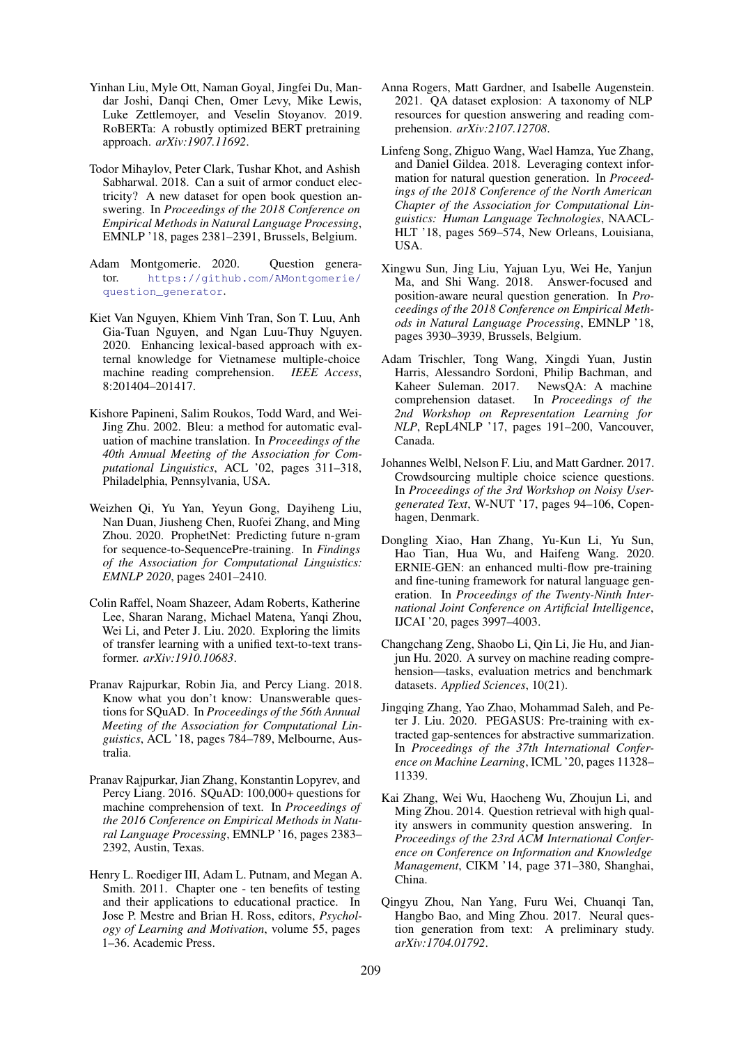Yinhan Liu, Myle Ott, Naman Goyal, Jingfei Du, Mandar Joshi, Danqi Chen, Omer Levy, Mike Lewis, Luke Zettlemoyer, and Veselin Stoyanov. 2019. RoBERTa: A robustly optimized BERT pretraining approach. *arXiv:1907.11692*.

Todor Mihaylov, Peter Clark, Tushar Khot, and Ashish Sabharwal. 2018. Can a suit of armor conduct electricity? A new dataset for open book question answering. In *Proceedings of the 2018 Conference on Empirical Methods in Natural Language Processing*, EMNLP '18, pages 2381–2391, Brussels, Belgium.

Adam Montgomerie. 2020. Question generator. https://github.com/AMontgomerie/question_generator.

Kiet Van Nguyen, Khiem Vinh Tran, Son T. Luu, Anh Gia-Tuan Nguyen, and Ngan Luu-Thuy Nguyen. 2020. Enhancing lexical-based approach with external knowledge for Vietnamese multiple-choice machine reading comprehension. *IEEE Access*, 8:201404–201417.

Kishore Papineni, Salim Roukos, Todd Ward, and Wei-Jing Zhu. 2002. Bleu: a method for automatic evaluation of machine translation. In *Proceedings of the 40th Annual Meeting of the Association for Computational Linguistics*, ACL '02, pages 311–318, Philadelphia, Pennsylvania, USA.

Weizhen Qi, Yu Yan, Yeyun Gong, Dayiheng Liu, Nan Duan, Jiusheng Chen, Ruofei Zhang, and Ming Zhou. 2020. ProphetNet: Predicting future n-gram for sequence-to-SequencePre-training. In *Findings of the Association for Computational Linguistics: EMNLP 2020*, pages 2401–2410.

Colin Raffel, Noam Shazeer, Adam Roberts, Katherine Lee, Sharan Narang, Michael Matena, Yanqi Zhou, Wei Li, and Peter J. Liu. 2020. Exploring the limits of transfer learning with a unified text-to-text transformer. *arXiv:1910.10683*.

Pranav Rajpurkar, Robin Jia, and Percy Liang. 2018. Know what you don't know: Unanswerable questions for SQuAD. In *Proceedings of the 56th Annual Meeting of the Association for Computational Linguistics*, ACL '18, pages 784–789, Melbourne, Australia.

Pranav Rajpurkar, Jian Zhang, Konstantin Lopyrev, and Percy Liang. 2016. SQuAD: 100,000+ questions for machine comprehension of text. In *Proceedings of the 2016 Conference on Empirical Methods in Natural Language Processing*, EMNLP '16, pages 2383–2392, Austin, Texas.

Henry L. Roediger III, Adam L. Putnam, and Megan A. Smith. 2011. Chapter one - ten benefits of testing and their applications to educational practice. In Jose P. Mestre and Brian H. Ross, editors, *Psychology of Learning and Motivation*, volume 55, pages 1–36. Academic Press.

Anna Rogers, Matt Gardner, and Isabelle Augenstein. 2021. QA dataset explosion: A taxonomy of NLP resources for question answering and reading comprehension. *arXiv:2107.12708*.

Linfeng Song, Zhiguo Wang, Wael Hamza, Yue Zhang, and Daniel Gildea. 2018. Leveraging context information for natural question generation. In *Proceedings of the 2018 Conference of the North American Chapter of the Association for Computational Linguistics: Human Language Technologies*, NAACL-HLT '18, pages 569–574, New Orleans, Louisiana, USA.

Xingwu Sun, Jing Liu, Yajuan Lyu, Wei He, Yanjun Ma, and Shi Wang. 2018. Answer-focused and position-aware neural question generation. In *Proceedings of the 2018 Conference on Empirical Methods in Natural Language Processing*, EMNLP '18, pages 3930–3939, Brussels, Belgium.

Adam Trischler, Tong Wang, Xingdi Yuan, Justin Harris, Alessandro Sordoni, Philip Bachman, and Kaheer Suleman. 2017. NewsQA: A machine comprehension dataset. In *Proceedings of the 2nd Workshop on Representation Learning for NLP*, RepL4NLP '17, pages 191–200, Vancouver, Canada.

Johannes Welbl, Nelson F. Liu, and Matt Gardner. 2017. Crowdsourcing multiple choice science questions. In *Proceedings of the 3rd Workshop on Noisy User-generated Text*, W-NUT '17, pages 94–106, Copenhagen, Denmark.

Dongling Xiao, Han Zhang, Yu-Kun Li, Yu Sun, Hao Tian, Hua Wu, and Haifeng Wang. 2020. ERNIE-GEN: an enhanced multi-flow pre-training and fine-tuning framework for natural language generation. In *Proceedings of the Twenty-Ninth International Joint Conference on Artificial Intelligence*, IJCAI '20, pages 3997–4003.

Changchang Zeng, Shaobo Li, Qin Li, Jie Hu, and Jianjun Hu. 2020. A survey on machine reading comprehension—tasks, evaluation metrics and benchmark datasets. *Applied Sciences*, 10(21).

Jingqing Zhang, Yao Zhao, Mohammad Saleh, and Peter J. Liu. 2020. PEGASUS: Pre-training with extracted gap-sentences for abstractive summarization. In *Proceedings of the 37th International Conference on Machine Learning*, ICML '20, pages 11328–11339.

Kai Zhang, Wei Wu, Haocheng Wu, Zhoujun Li, and Ming Zhou. 2014. Question retrieval with high quality answers in community question answering. In *Proceedings of the 23rd ACM International Conference on Conference on Information and Knowledge Management*, CIKM '14, page 371–380, Shanghai, China.

Qingyu Zhou, Nan Yang, Furu Wei, Chuanqi Tan, Hangbo Bao, and Ming Zhou. 2017. Neural question generation from text: A preliminary study. *arXiv:1704.01792*.